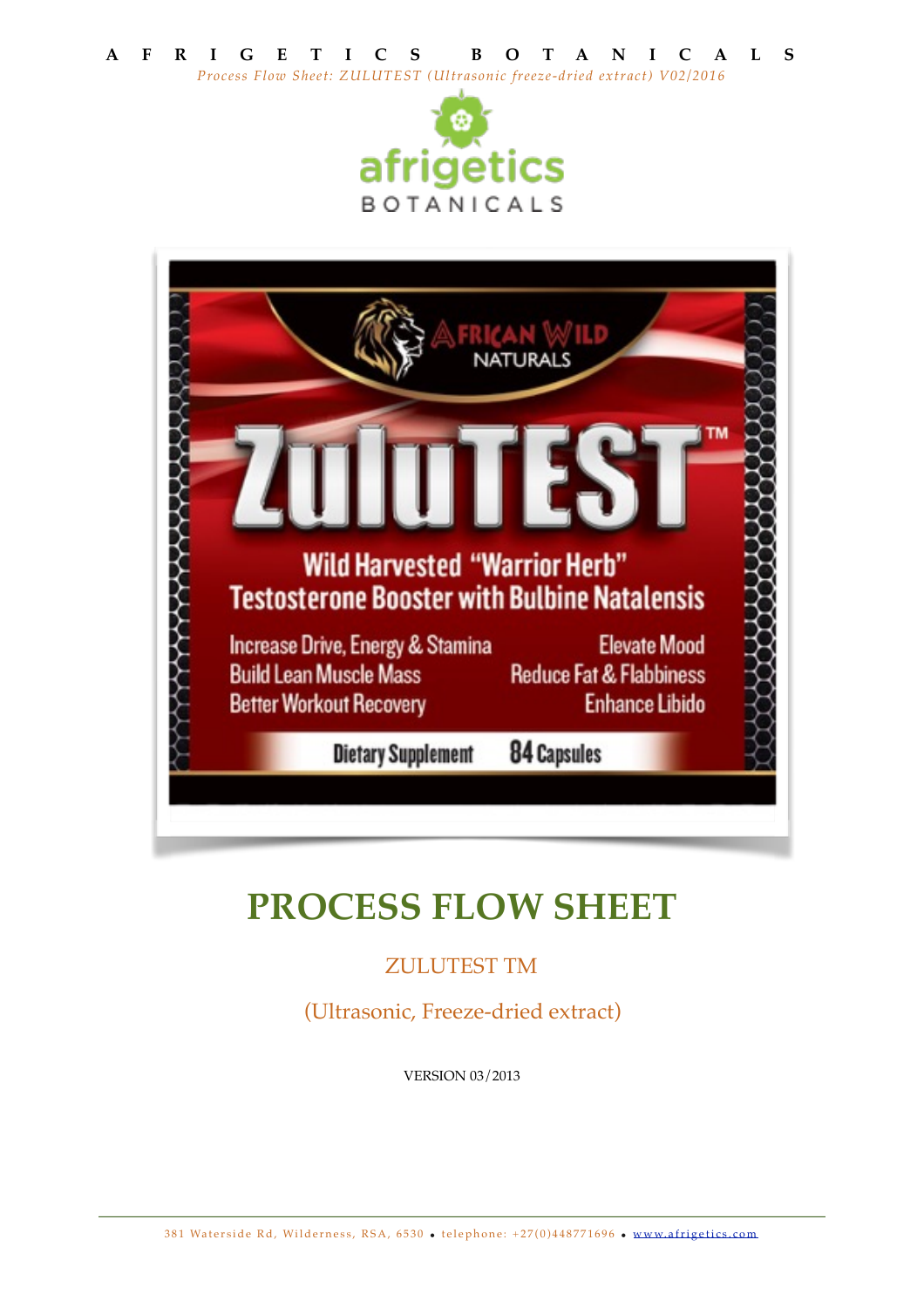# PROCESS FLOW SHEET

ZULUTEST TM

(Ultrasonic, Freeze-dried extract)

VERSION 03/2013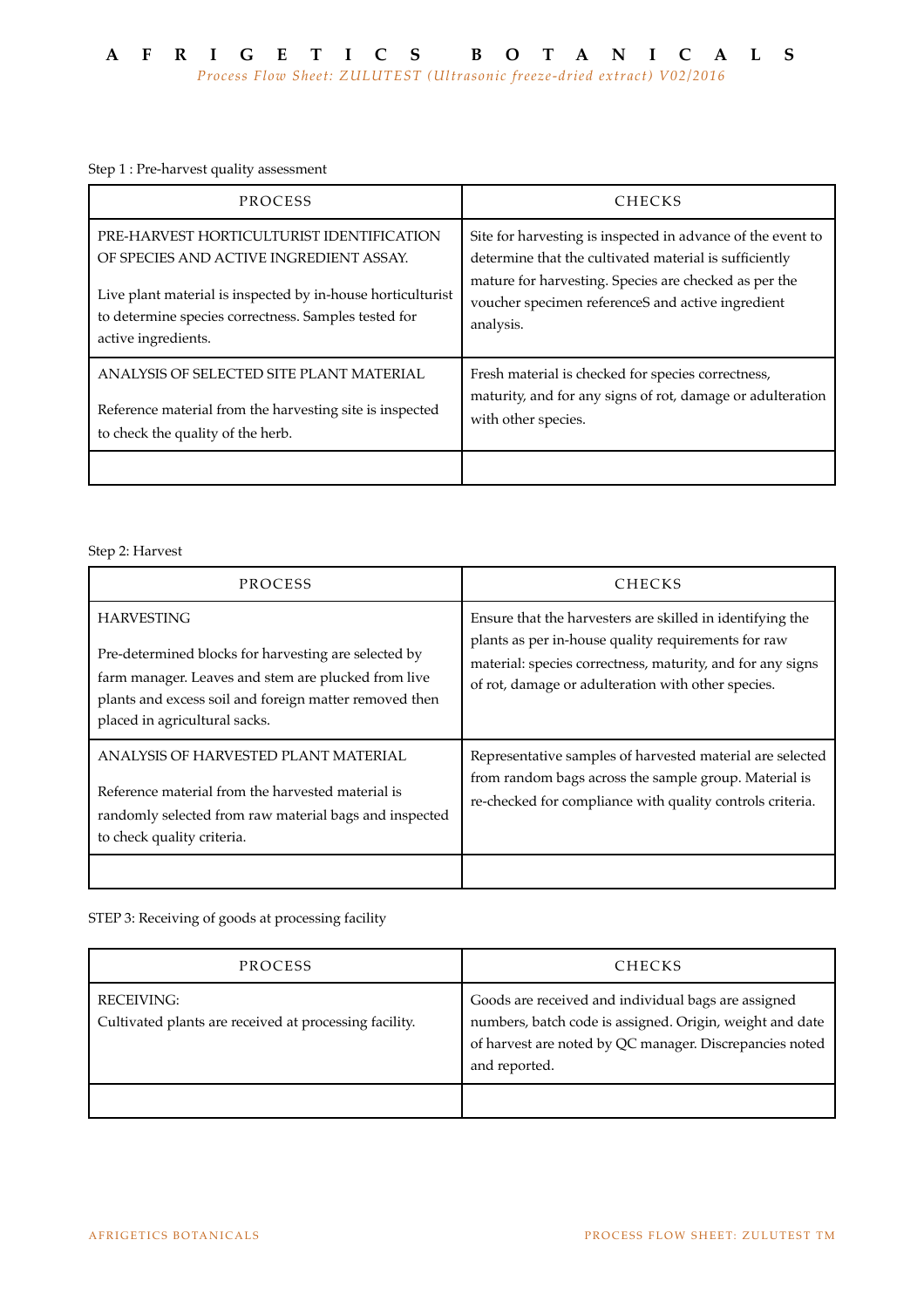Step 1 : Pre-harvest quality assessment

| PROCESS | CHECKS |
| --- | --- |
| PRE-HARVEST HORTICULTURIST IDENTIFICATION OF SPECIES AND ACTIVE INGREDIENT ASSAY.<br><br>Live plant material is inspected by in-house horticulturist to determine species correctness. Samples tested for active ingredients. | Site for harvesting is inspected in advance of the event to determine that the cultivated material is sufficiently mature for harvesting. Species are checked as per the voucher specimen referenceS and active ingredient analysis. |
| ANALYSIS OF SELECTED SITE PLANT MATERIAL<br><br>Reference material from the harvesting site is inspected to check the quality of the herb. | Fresh material is checked for species correctness, maturity, and for any signs of rot, damage or adulteration with other species. |
| | |

Step 2: Harvest

| PROCESS | CHECKS |
| --- | --- |
| HARVESTING<br><br>Pre-determined blocks for harvesting are selected by farm manager. Leaves and stem are plucked from live plants and excess soil and foreign matter removed then placed in agricultural sacks. | Ensure that the harvesters are skilled in identifying the plants as per in-house quality requirements for raw material: species correctness, maturity, and for any signs of rot, damage or adulteration with other species. |
| ANALYSIS OF HARVESTED PLANT MATERIAL<br><br>Reference material from the harvested material is randomly selected from raw material bags and inspected to check quality criteria. | Representative samples of harvested material are selected from random bags across the sample group. Material is re-checked for compliance with quality controls criteria. |
| | |

STEP 3: Receiving of goods at processing facility

| PROCESS | CHECKS |
| --- | --- |
| RECEIVING:<br>Cultivated plants are received at processing facility. | Goods are received and individual bags are assigned numbers, batch code is assigned. Origin, weight and date of harvest are noted by QC manager. Discrepancies noted and reported. |
| | |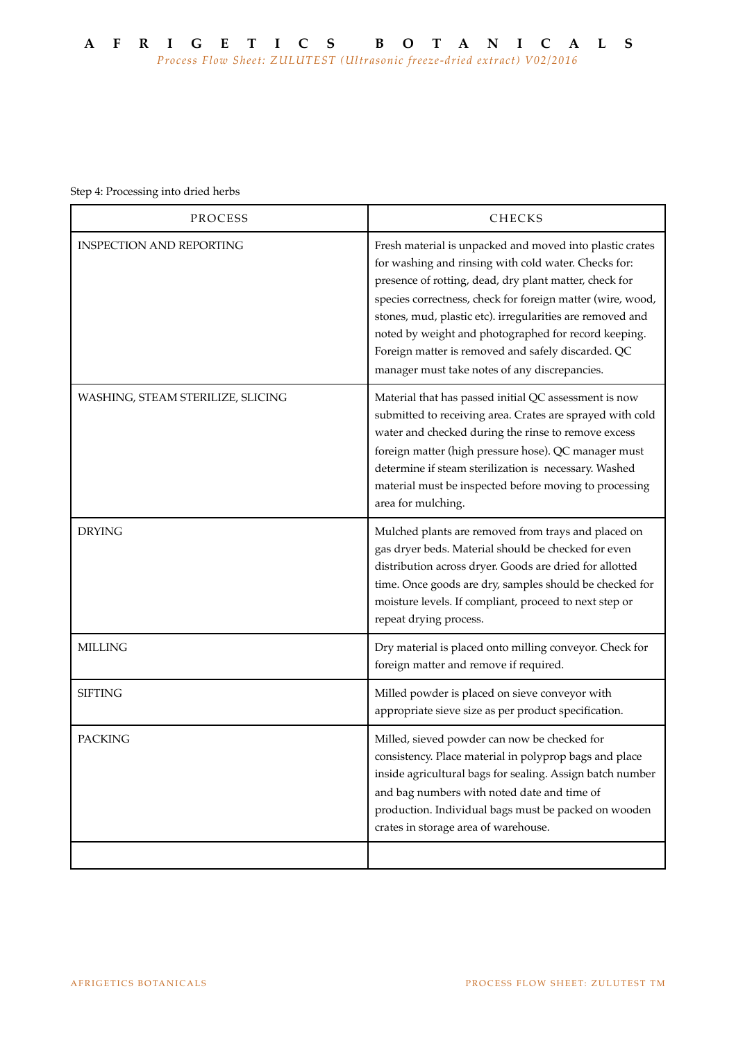Step 4: Processing into dried herbs

| PROCESS | CHECKS |
| --- | --- |
| INSPECTION AND REPORTING | Fresh material is unpacked and moved into plastic crates for washing and rinsing with cold water. Checks for: presence of rotting, dead, dry plant matter, check for species correctness, check for foreign matter (wire, wood, stones, mud, plastic etc). irregularities are removed and noted by weight and photographed for record keeping. Foreign matter is removed and safely discarded. QC manager must take notes of any discrepancies. |
| WASHING, STEAM STERILIZE, SLICING | Material that has passed initial QC assessment is now submitted to receiving area. Crates are sprayed with cold water and checked during the rinse to remove excess foreign matter (high pressure hose). QC manager must determine if steam sterilization is necessary. Washed material must be inspected before moving to processing area for mulching. |
| DRYING | Mulched plants are removed from trays and placed on gas dryer beds. Material should be checked for even distribution across dryer. Goods are dried for allotted time. Once goods are dry, samples should be checked for moisture levels. If compliant, proceed to next step or repeat drying process. |
| MILLING | Dry material is placed onto milling conveyor. Check for foreign matter and remove if required. |
| SIFTING | Milled powder is placed on sieve conveyor with appropriate sieve size as per product specification. |
| PACKING | Milled, sieved powder can now be checked for consistency. Place material in polyprop bags and place inside agricultural bags for sealing. Assign batch number and bag numbers with noted date and time of production. Individual bags must be packed on wooden crates in storage area of warehouse. |
| | |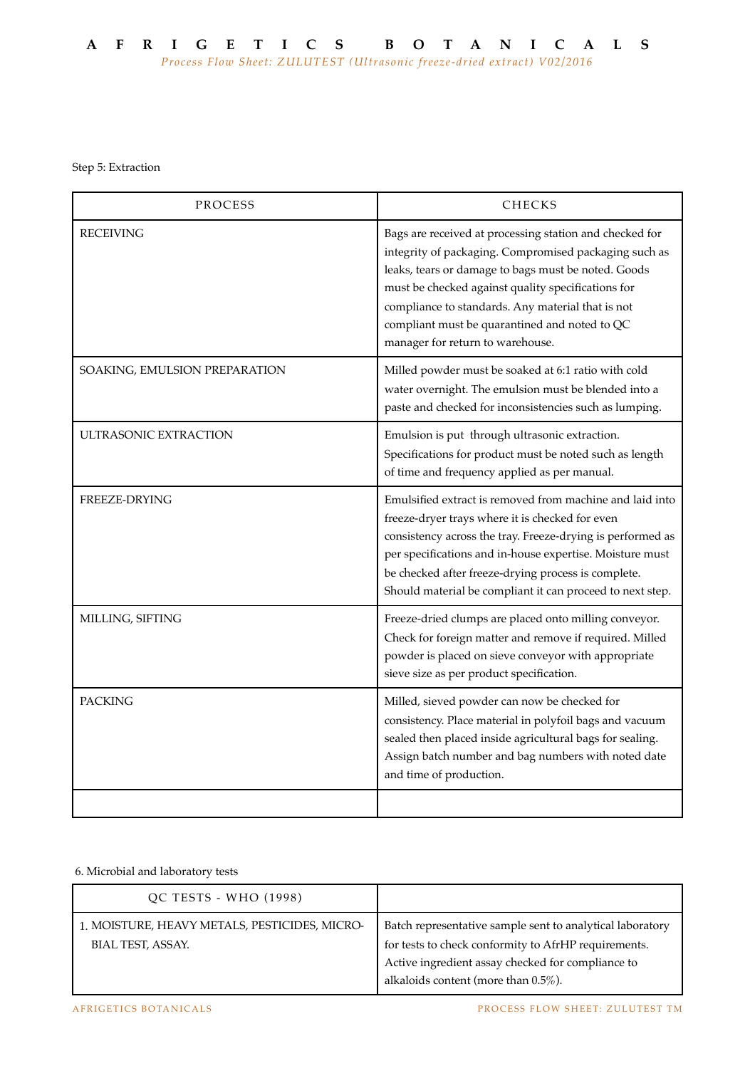Step 5: Extraction

| PROCESS | CHECKS |
|---|---|
| RECEIVING | Bags are received at processing station and checked for integrity of packaging. Compromised packaging such as leaks, tears or damage to bags must be noted. Goods must be checked against quality specifications for compliance to standards. Any material that is not compliant must be quarantined and noted to QC manager for return to warehouse. |
| SOAKING, EMULSION PREPARATION | Milled powder must be soaked at 6:1 ratio with cold water overnight. The emulsion must be blended into a paste and checked for inconsistencies such as lumping. |
| ULTRASONIC EXTRACTION | Emulsion is put through ultrasonic extraction. Specifications for product must be noted such as length of time and frequency applied as per manual. |
| FREEZE-DRYING | Emulsified extract is removed from machine and laid into freeze-dryer trays where it is checked for even consistency across the tray. Freeze-drying is performed as per specifications and in-house expertise. Moisture must be checked after freeze-drying process is complete. Should material be compliant it can proceed to next step. |
| MILLING, SIFTING | Freeze-dried clumps are placed onto milling conveyor. Check for foreign matter and remove if required. Milled powder is placed on sieve conveyor with appropriate sieve size as per product specification. |
| PACKING | Milled, sieved powder can now be checked for consistency. Place material in polyfoil bags and vacuum sealed then placed inside agricultural bags for sealing. Assign batch number and bag numbers with noted date and time of production. |
| | |

6. Microbial and laboratory tests

| QC TESTS - WHO (1998) | |
|---|---|
| 1. MOISTURE, HEAVY METALS, PESTICIDES, MICROBIAL TEST, ASSAY. | Batch representative sample sent to analytical laboratory for tests to check conformity to AfrHP requirements. Active ingredient assay checked for compliance to alkaloids content (more than 0.5%). |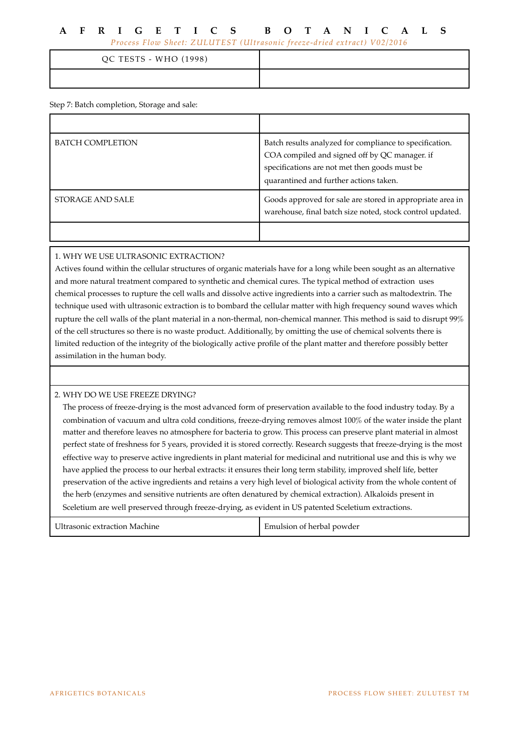| QC TESTS - WHO (1998) | |
|---|---|
| | |

Step 7: Batch completion, Storage and sale:

| | |
|---|---|
| BATCH COMPLETION | Batch results analyzed for compliance to specification. COA compiled and signed off by QC manager. if specifications are not met then goods must be quarantined and further actions taken. |
| STORAGE AND SALE | Goods approved for sale are stored in appropriate area in warehouse, final batch size noted, stock control updated. |
| | |

1. WHY WE USE ULTRASONIC EXTRACTION?

Actives found within the cellular structures of organic materials have for a long while been sought as an alternative and more natural treatment compared to synthetic and chemical cures. The typical method of extraction uses chemical processes to rupture the cell walls and dissolve active ingredients into a carrier such as maltodextrin. The technique used with ultrasonic extraction is to bombard the cellular matter with high frequency sound waves which rupture the cell walls of the plant material in a non-thermal, non-chemical manner. This method is said to disrupt 99% of the cell structures so there is no waste product. Additionally, by omitting the use of chemical solvents there is limited reduction of the integrity of the biologically active profile of the plant matter and therefore possibly better assimilation in the human body.

2. WHY DO WE USE FREEZE DRYING?

The process of freeze-drying is the most advanced form of preservation available to the food industry today. By a combination of vacuum and ultra cold conditions, freeze-drying removes almost 100% of the water inside the plant matter and therefore leaves no atmosphere for bacteria to grow. This process can preserve plant material in almost perfect state of freshness for 5 years, provided it is stored correctly. Research suggests that freeze-drying is the most effective way to preserve active ingredients in plant material for medicinal and nutritional use and this is why we have applied the process to our herbal extracts: it ensures their long term stability, improved shelf life, better preservation of the active ingredients and retains a very high level of biological activity from the whole content of the herb (enzymes and sensitive nutrients are often denatured by chemical extraction). Alkaloids present in Sceletium are well preserved through freeze-drying, as evident in US patented Sceletium extractions.

| Ultrasonic extraction Machine | Emulsion of herbal powder |
|---|---|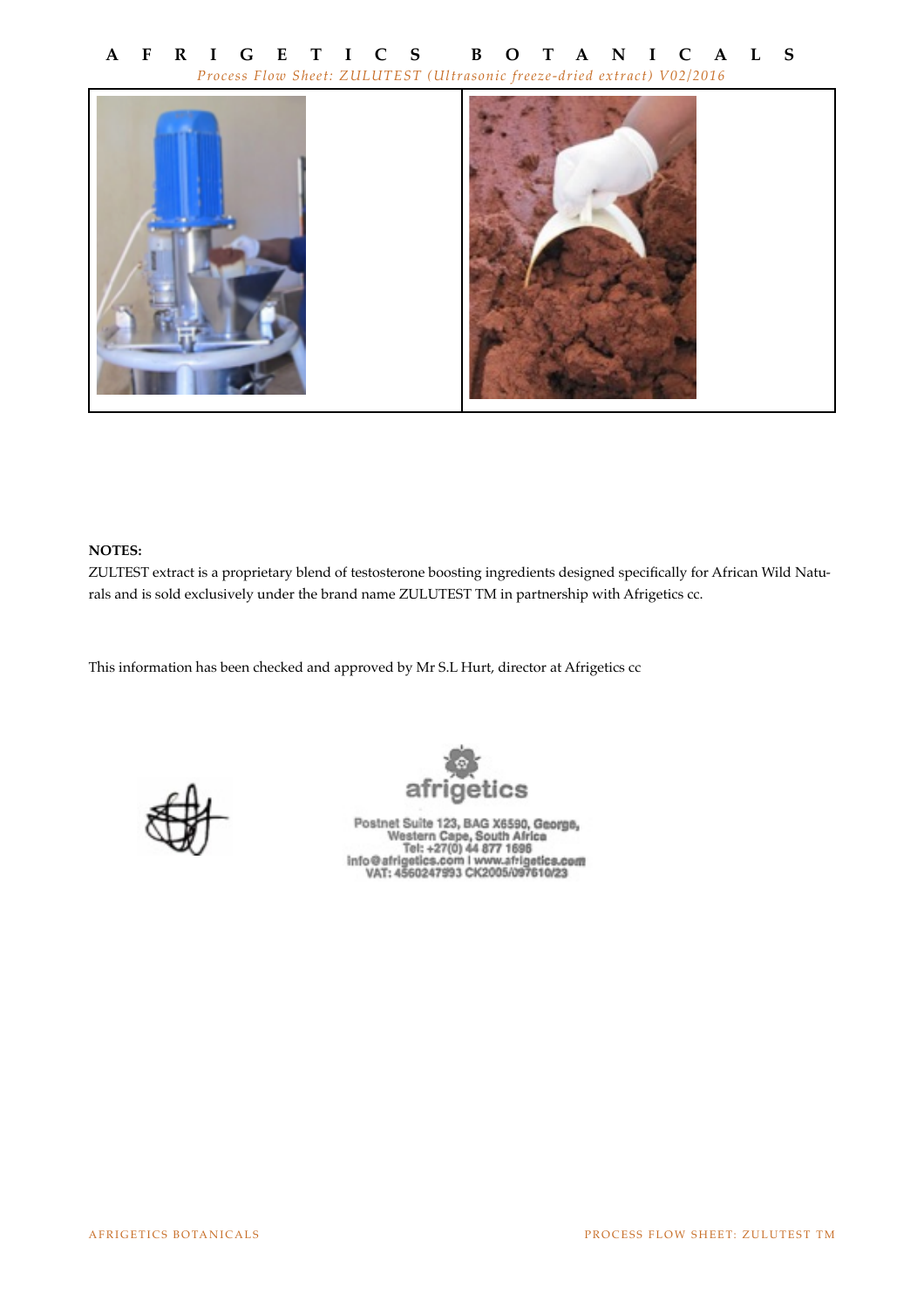**NOTES:**

ZULTEST extract is a proprietary blend of testosterone boosting ingredients designed specifically for African Wild Naturals and is sold exclusively under the brand name ZULUTEST TM in partnership with Afrigetics cc.

This information has been checked and approved by Mr S.L Hurt, director at Afrigetics cc

afrigetics

Postnet Suite 123, BAG X6590, George,
Western Cape, South Africa
Tel: +27(0) 44 877 1696
info@afrigetics.com | www.afrigetics.com
VAT: 4560247993 CK2005/097610/23